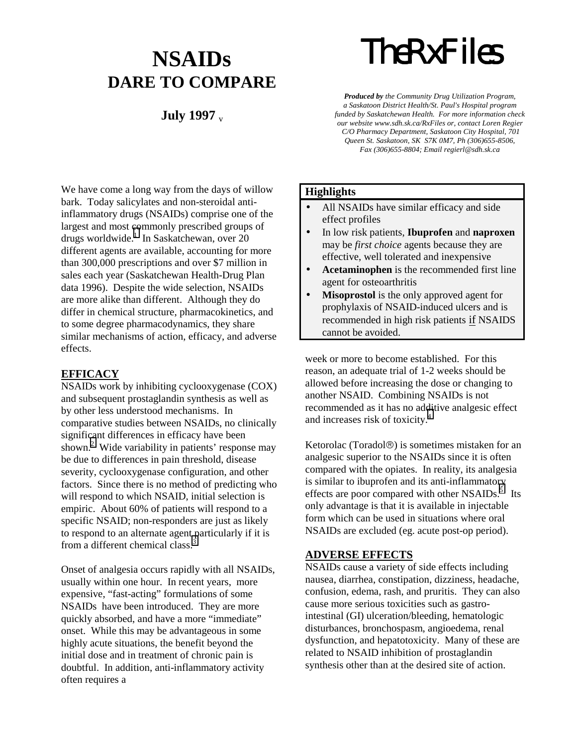# NSAIDs
## DARE TO COMPARE

**July 1997** v

# TheRxFiles

***Produced by** the Community Drug Utilization Program, a Saskatoon District Health/St. Paul's Hospital program funded by Saskatchewan Health. For more information check our website www.sdh.sk.ca/RxFiles or, contact Loren Regier C/O Pharmacy Department, Saskatoon City Hospital, 701 Queen St. Saskatoon, SK S7K 0M7, Ph (306)655-8506, Fax (306)655-8804; Email regierl@sdh.sk.ca*

We have come a long way from the days of willow bark. Today salicylates and non-steroidal anti-inflammatory drugs (NSAIDs) comprise one of the largest and most commonly prescribed groups of drugs worldwide.[1] In Saskatchewan, over 20 different agents are available, accounting for more than 300,000 prescriptions and over $7 million in sales each year (Saskatchewan Health-Drug Plan data 1996). Despite the wide selection, NSAIDs are more alike than different. Although they do differ in chemical structure, pharmacokinetics, and to some degree pharmacodynamics, they share similar mechanisms of action, efficacy, and adverse effects.

## EFFICACY

NSAIDs work by inhibiting cyclooxygenase (COX) and subsequent prostaglandin synthesis as well as by other less understood mechanisms. In comparative studies between NSAIDs, no clinically significant differences in efficacy have been shown.[2] Wide variability in patients' response may be due to differences in pain threshold, disease severity, cyclooxygenase configuration, and other factors. Since there is no method of predicting who will respond to which NSAID, initial selection is empiric. About 60% of patients will respond to a specific NSAID; non-responders are just as likely to respond to an alternate agent particularly if it is from a different chemical class.[3]

Onset of analgesia occurs rapidly with all NSAIDs, usually within one hour. In recent years, more expensive, "fast-acting" formulations of some NSAIDs have been introduced. They are more quickly absorbed, and have a more "immediate" onset. While this may be advantageous in some highly acute situations, the benefit beyond the initial dose and in treatment of chronic pain is doubtful. In addition, anti-inflammatory activity often requires a week or more to become established. For this reason, an adequate trial of 1-2 weeks should be allowed before increasing the dose or changing to another NSAID. Combining NSAIDs is not recommended as it has no additive analgesic effect and increases risk of toxicity.[4]

Ketorolac (Toradol®) is sometimes mistaken for an analgesic superior to the NSAIDs since it is often compared with the opiates. In reality, its analgesia is similar to ibuprofen and its anti-inflammatory effects are poor compared with other NSAIDs.[5] Its only advantage is that it is available in injectable form which can be used in situations where oral NSAIDs are excluded (eg. acute post-op period).

## ADVERSE EFFECTS

NSAIDs cause a variety of side effects including nausea, diarrhea, constipation, dizziness, headache, confusion, edema, rash, and pruritis. They can also cause more serious toxicities such as gastro-intestinal (GI) ulceration/bleeding, hematologic disturbances, bronchospasm, angioedema, renal dysfunction, and hepatotoxicity. Many of these are related to NSAID inhibition of prostaglandin synthesis other than at the desired site of action.

### Highlights

- All NSAIDs have similar efficacy and side effect profiles
- In low risk patients, **Ibuprofen** and **naproxen** may be *first choice* agents because they are effective, well tolerated and inexpensive
- **Acetaminophen** is the recommended first line agent for osteoarthritis
- **Misoprostol** is the only approved agent for prophylaxis of NSAID-induced ulcers and is recommended in high risk patients if NSAIDS cannot be avoided.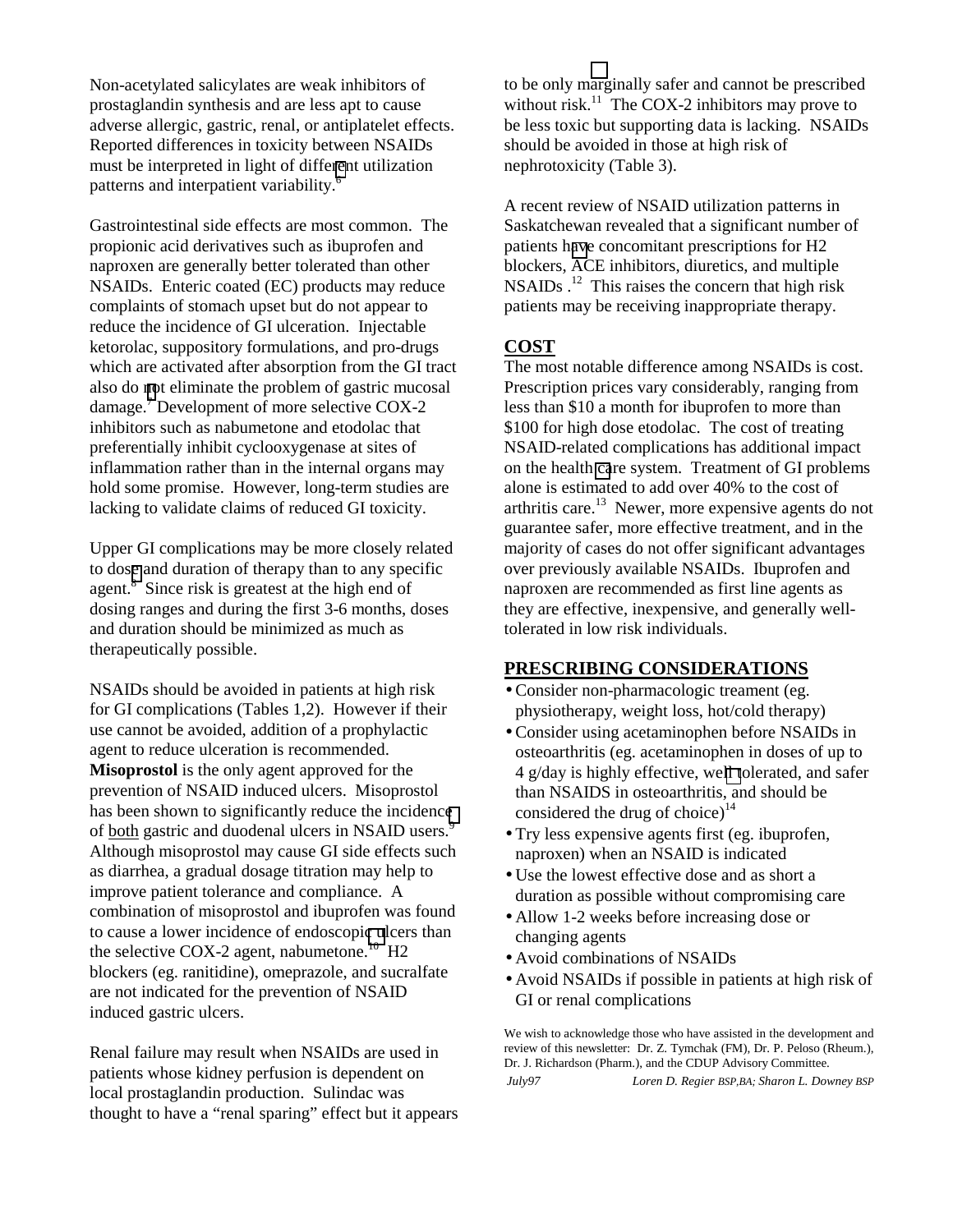Non-acetylated salicylates are weak inhibitors of prostaglandin synthesis and are less apt to cause adverse allergic, gastric, renal, or antiplatelet effects. Reported differences in toxicity between NSAIDs must be interpreted in light of different utilization patterns and interpatient variability.[6]

Gastrointestinal side effects are most common. The propionic acid derivatives such as ibuprofen and naproxen are generally better tolerated than other NSAIDs. Enteric coated (EC) products may reduce complaints of stomach upset but do not appear to reduce the incidence of GI ulceration. Injectable ketorolac, suppository formulations, and pro-drugs which are activated after absorption from the GI tract also do not eliminate the problem of gastric mucosal damage.[7] Development of more selective COX-2 inhibitors such as nabumetone and etodolac that preferentially inhibit cyclooxygenase at sites of inflammation rather than in the internal organs may hold some promise. However, long-term studies are lacking to validate claims of reduced GI toxicity.

Upper GI complications may be more closely related to dose and duration of therapy than to any specific agent.[8] Since risk is greatest at the high end of dosing ranges and during the first 3-6 months, doses and duration should be minimized as much as therapeutically possible.

NSAIDs should be avoided in patients at high risk for GI complications (Tables 1,2). However if their use cannot be avoided, addition of a prophylactic agent to reduce ulceration is recommended. **Misoprostol** is the only agent approved for the prevention of NSAID induced ulcers. Misoprostol has been shown to significantly reduce the incidence of both gastric and duodenal ulcers in NSAID users.[9] Although misoprostol may cause GI side effects such as diarrhea, a gradual dosage titration may help to improve patient tolerance and compliance. A combination of misoprostol and ibuprofen was found to cause a lower incidence of endoscopic ulcers than the selective COX-2 agent, nabumetone.[10] H2 blockers (eg. ranitidine), omeprazole, and sucralfate are not indicated for the prevention of NSAID induced gastric ulcers.

Renal failure may result when NSAIDs are used in patients whose kidney perfusion is dependent on local prostaglandin production. Sulindac was thought to have a "renal sparing" effect but it appears to be only marginally safer and cannot be prescribed without risk.[11] The COX-2 inhibitors may prove to be less toxic but supporting data is lacking. NSAIDs should be avoided in those at high risk of nephrotoxicity (Table 3).

A recent review of NSAID utilization patterns in Saskatchewan revealed that a significant number of patients have concomitant prescriptions for H2 blockers, ACE inhibitors, diuretics, and multiple NSAIDs .[12] This raises the concern that high risk patients may be receiving inappropriate therapy.

## COST

The most notable difference among NSAIDs is cost. Prescription prices vary considerably, ranging from less than $10 a month for ibuprofen to more than $100 for high dose etodolac. The cost of treating NSAID-related complications has additional impact on the health care system. Treatment of GI problems alone is estimated to add over 40% to the cost of arthritis care.[13] Newer, more expensive agents do not guarantee safer, more effective treatment, and in the majority of cases do not offer significant advantages over previously available NSAIDs. Ibuprofen and naproxen are recommended as first line agents as they are effective, inexpensive, and generally well-tolerated in low risk individuals.

## PRESCRIBING CONSIDERATIONS

- Consider non-pharmacologic treament (eg. physiotherapy, weight loss, hot/cold therapy)
- Consider using acetaminophen before NSAIDs in osteoarthritis (eg. acetaminophen in doses of up to 4 g/day is highly effective, well tolerated, and safer than NSAIDS in osteoarthritis, and should be considered the drug of choice)[14]
- Try less expensive agents first (eg. ibuprofen, naproxen) when an NSAID is indicated
- Use the lowest effective dose and as short a duration as possible without compromising care
- Allow 1-2 weeks before increasing dose or changing agents
- Avoid combinations of NSAIDs
- Avoid NSAIDs if possible in patients at high risk of GI or renal complications

We wish to acknowledge those who have assisted in the development and review of this newsletter: Dr. Z. Tymchak (FM), Dr. P. Peloso (Rheum.), Dr. J. Richardson (Pharm.), and the CDUP Advisory Committee.

*July97* *Loren D. Regier BSP,BA; Sharon L. Downey BSP*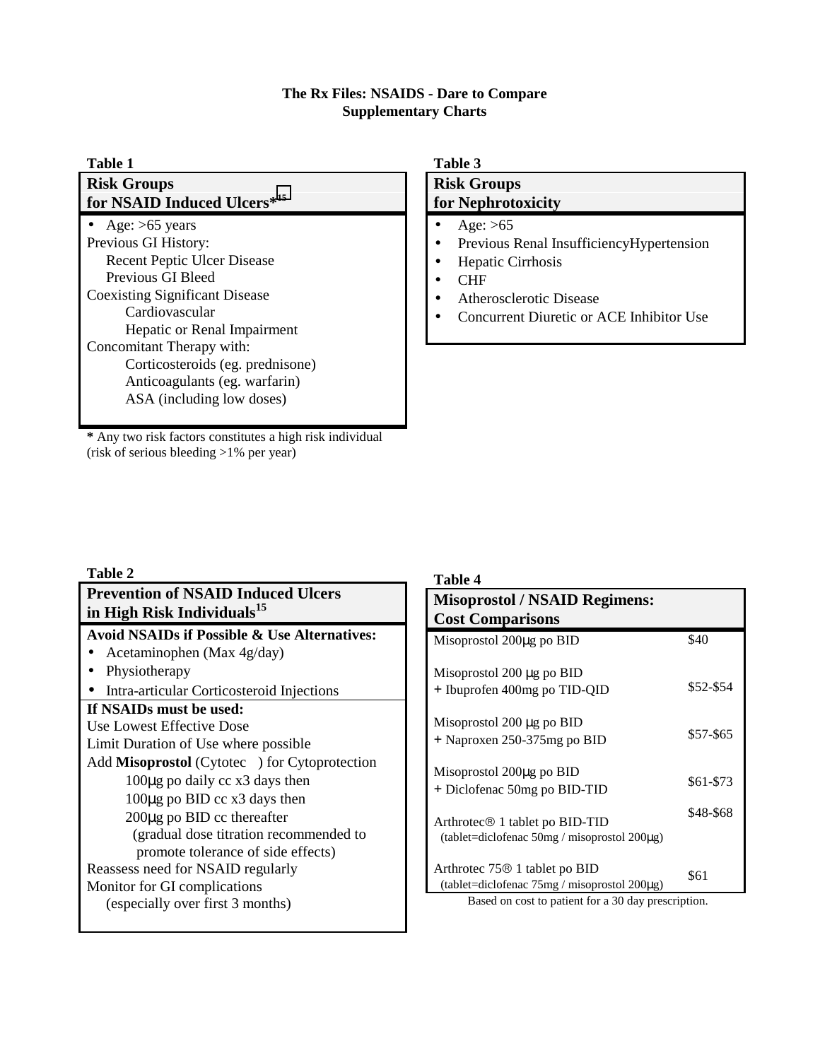# The Rx Files: NSAIDS - Dare to Compare
## Supplementary Charts

**Table 1**

| Risk Groups for NSAID Induced Ulcers*[15] |
|---|
| • Age: >65 years<br>Previous GI History:<br>Recent Peptic Ulcer Disease<br>Previous GI Bleed<br>Coexisting Significant Disease<br>Cardiovascular<br>Hepatic or Renal Impairment<br>Concomitant Therapy with:<br>Corticosteroids (eg. prednisone)<br>Anticoagulants (eg. warfarin)<br>ASA (including low doses) |

**\*** Any two risk factors constitutes a high risk individual (risk of serious bleeding >1% per year)

**Table 3**

| Risk Groups for Nephrotoxicity |
|---|
| • Age: >65<br>• Previous Renal InsufficiencyHypertension<br>• Hepatic Cirrhosis<br>• CHF<br>• Atherosclerotic Disease<br>• Concurrent Diuretic or ACE Inhibitor Use |

**Table 2**

| Prevention of NSAID Induced Ulcers in High Risk Individuals[15] |
|---|
| **Avoid NSAIDs if Possible & Use Alternatives:**<br>• Acetaminophen (Max 4g/day)<br>• Physiotherapy<br>• Intra-articular Corticosteroid Injections |
| **If NSAIDs must be used:**<br>Use Lowest Effective Dose<br>Limit Duration of Use where possible<br>Add **Misoprostol** (Cytotec ) for Cytoprotection<br>100μg po daily cc x3 days then<br>100μg po BID cc x3 days then<br>200μg po BID cc thereafter<br>(gradual dose titration recommended to promote tolerance of side effects)<br>Reassess need for NSAID regularly<br>Monitor for GI complications<br>(especially over first 3 months) |

**Table 4**

| Misoprostol / NSAID Regimens: Cost Comparisons | |
|---|---|
| Misoprostol 200μg po BID | $40 |
| Misoprostol 200 μg po BID<br>+ Ibuprofen 400mg po TID-QID | $52-$54 |
| Misoprostol 200 μg po BID<br>+ Naproxen 250-375mg po BID | $57-$65 |
| Misoprostol 200μg po BID<br>+ Diclofenac 50mg po BID-TID | $61-$73 |
| Arthrotec® 1 tablet po BID-TID<br>(tablet=diclofenac 50mg / misoprostol 200μg) | $48-$68 |
| Arthrotec 75® 1 tablet po BID<br>(tablet=diclofenac 75mg / misoprostol 200μg) | $61 |

Based on cost to patient for a 30 day prescription.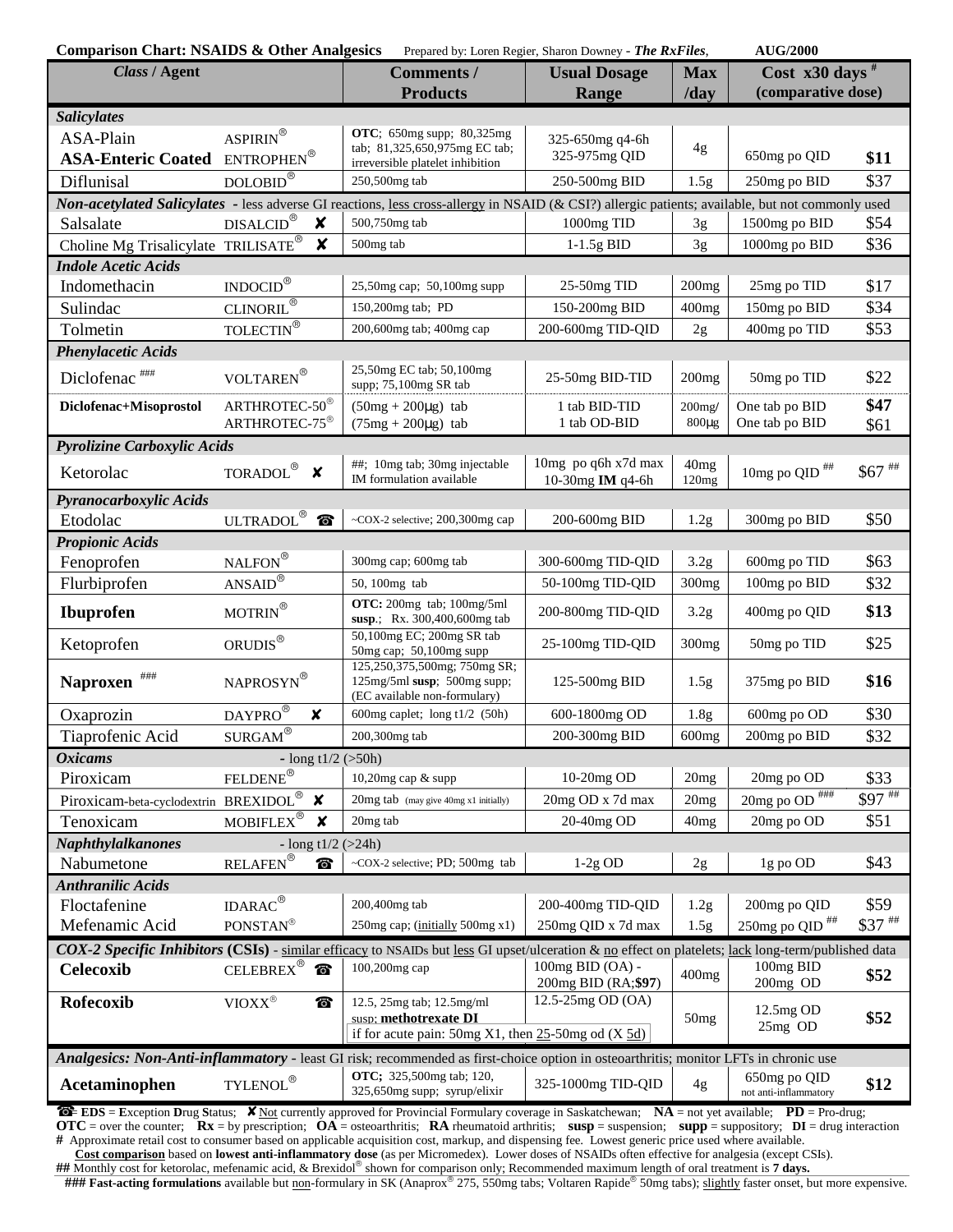**Comparison Chart: NSAIDS & Other Analgesics** Prepared by: Loren Regier, Sharon Downey - *The RxFiles*, **AUG/2000**

| *Class* / Agent | | Comments / Products | Usual Dosage Range | Max /day | Cost x30 days # (comparative dose) | |
|---|---|---|---|---|---|---|
| ***Salicylates*** | | | | | | |
| ASA-Plain | ASPIRIN® | **OTC**; 650mg supp; 80,325mg tab; 81,325,650,975mg EC tab; irreversible platelet inhibition | 325-650mg q4-6h | 4g | | |
| **ASA-Enteric Coated** | ENTROPHEN® | | 325-975mg QID | | 650mg po QID | **$11** |
| Diflunisal | DOLOBID® | 250,500mg tab | 250-500mg BID | 1.5g | 250mg po BID | $37 |
| ***Non-acetylated Salicylates*** - less adverse GI reactions, less cross-allergy in NSAID (& CSI?) allergic patients; available, but not commonly used | | | | | | |
| Salsalate | DISALCID® ✘ | 500,750mg tab | 1000mg TID | 3g | 1500mg po BID | $54 |
| Choline Mg Trisalicylate | TRILISATE® ✘ | 500mg tab | 1-1.5g BID | 3g | 1000mg po BID | $36 |
| ***Indole Acetic Acids*** | | | | | | |
| Indomethacin | INDOCID® | 25,50mg cap; 50,100mg supp | 25-50mg TID | 200mg | 25mg po TID | $17 |
| Sulindac | CLINORIL® | 150,200mg tab; PD | 150-200mg BID | 400mg | 150mg po BID | $34 |
| Tolmetin | TOLECTIN® | 200,600mg tab; 400mg cap | 200-600mg TID-QID | 2g | 400mg po TID | $53 |
| ***Phenylacetic Acids*** | | | | | | |
| Diclofenac ### | VOLTAREN® | 25,50mg EC tab; 50,100mg supp; 75,100mg SR tab | 25-50mg BID-TID | 200mg | 50mg po TID | $22 |
| **Diclofenac+Misoprostol** | ARTHROTEC-50® | (50mg + 200μg) tab | 1 tab BID-TID | 200mg/ | One tab po BID | **$47** |
| | ARTHROTEC-75® | (75mg + 200μg) tab | 1 tab OD-BID | 800μg | One tab po BID | $61 |
| ***Pyrolizine Carboxylic Acids*** | | | | | | |
| Ketorolac | TORADOL® ✘ | ##; 10mg tab; 30mg injectable IM formulation available | 10mg po q6h x7d max; 10-30mg **IM** q4-6h | 40mg; 120mg | 10mg po QID ## | $67 ## |
| ***Pyranocarboxylic Acids*** | | | | | | |
| Etodolac | ULTRADOL® ☎ | ~COX-2 selective; 200,300mg cap | 200-600mg BID | 1.2g | 300mg po BID | $50 |
| ***Propionic Acids*** | | | | | | |
| Fenoprofen | NALFON® | 300mg cap; 600mg tab | 300-600mg TID-QID | 3.2g | 600mg po TID | $63 |
| Flurbiprofen | ANSAID® | 50, 100mg tab | 50-100mg TID-QID | 300mg | 100mg po BID | $32 |
| **Ibuprofen** | MOTRIN® | **OTC:** 200mg tab; 100mg/5ml **susp**.; Rx. 300,400,600mg tab | 200-800mg TID-QID | 3.2g | 400mg po QID | **$13** |
| Ketoprofen | ORUDIS® | 50,100mg EC; 200mg SR tab 50mg cap; 50,100mg supp | 25-100mg TID-QID | 300mg | 50mg po TID | $25 |
| **Naproxen** ### | NAPROSYN® | 125,250,375,500mg; 750mg SR; 125mg/5ml **susp**; 500mg supp; (EC available non-formulary) | 125-500mg BID | 1.5g | 375mg po BID | **$16** |
| Oxaprozin | DAYPRO® ✘ | 600mg caplet; long t1/2 (50h) | 600-1800mg OD | 1.8g | 600mg po OD | $30 |
| Tiaprofenic Acid | SURGAM® | 200,300mg tab | 200-300mg BID | 600mg | 200mg po BID | $32 |
| ***Oxicams*** - long t1/2 (>50h) | | | | | | |
| Piroxicam | FELDENE® | 10,20mg cap & supp | 10-20mg OD | 20mg | 20mg po OD | $33 |
| Piroxicam-beta-cyclodextrin | BREXIDOL® ✘ | 20mg tab (may give 40mg x1 initially) | 20mg OD x 7d max | 20mg | 20mg po OD ### | $97 ## |
| Tenoxicam | MOBIFLEX® ✘ | 20mg tab | 20-40mg OD | 40mg | 20mg po OD | $51 |
| ***Naphthylalkanones*** - long t1/2 (>24h) | | | | | | |
| Nabumetone | RELAFEN® ☎ | ~COX-2 selective; PD; 500mg tab | 1-2g OD | 2g | 1g po OD | $43 |
| ***Anthranilic Acids*** | | | | | | |
| Floctafenine | IDARAC® | 200,400mg tab | 200-400mg TID-QID | 1.2g | 200mg po QID | $59 |
| Mefenamic Acid | PONSTAN® | 250mg cap; (initially 500mg x1) | 250mg QID x 7d max | 1.5g | 250mg po QID ## | $37 ## |
| ***COX-2 Specific Inhibitors* (CSIs)** - similar efficacy to NSAIDs but less GI upset/ulceration & no effect on platelets; lack long-term/published data | | | | | | |
| **Celecoxib** | CELEBREX® ☎ | 100,200mg cap | 100mg BID (OA) - 200mg BID (RA;**$97**) | 400mg | 100mg BID 200mg OD | **$52** |
| **Rofecoxib** | VIOXX® ☎ | 12.5, 25mg tab; 12.5mg/ml susp; **methotrexate DI**; if for acute pain: 50mg X1, then 25-50mg od (X 5d) | 12.5-25mg OD (OA) | 50mg | 12.5mg OD 25mg OD | **$52** |
| ***Analgesics: Non-Anti-inflammatory*** - least GI risk; recommended as first-choice option in osteoarthritis; monitor LFTs in chronic use | | | | | | |
| **Acetaminophen** | TYLENOL® | **OTC;** 325,500mg tab; 120, 325,650mg supp; syrup/elixir | 325-1000mg TID-QID | 4g | 650mg po QID not anti-inflammatory | **$12** |

☎= **EDS** = **E**xception **D**rug **S**tatus; ✘ Not currently approved for Provincial Formulary coverage in Saskatchewan; **NA** = not yet available; **PD** = Pro-drug; **OTC** = over the counter; **Rx** = by prescription; **OA** = osteoarthritis; **RA** rheumatoid arthritis; **susp** = suspension; **supp** = suppository; **DI** = drug interaction

**#** Approximate retail cost to consumer based on applicable acquisition cost, markup, and dispensing fee. Lowest generic price used where available. **Cost comparison** based on **lowest anti-inflammatory dose** (as per Micromedex). Lower doses of NSAIDs often effective for analgesia (except CSIs).

**##** Monthly cost for ketorolac, mefenamic acid, & Brexidol® shown for comparison only; Recommended maximum length of oral treatment is **7 days.**

**### Fast-acting formulations** available but non-formulary in SK (Anaprox® 275, 550mg tabs; Voltaren Rapide® 50mg tabs); slightly faster onset, but more expensive.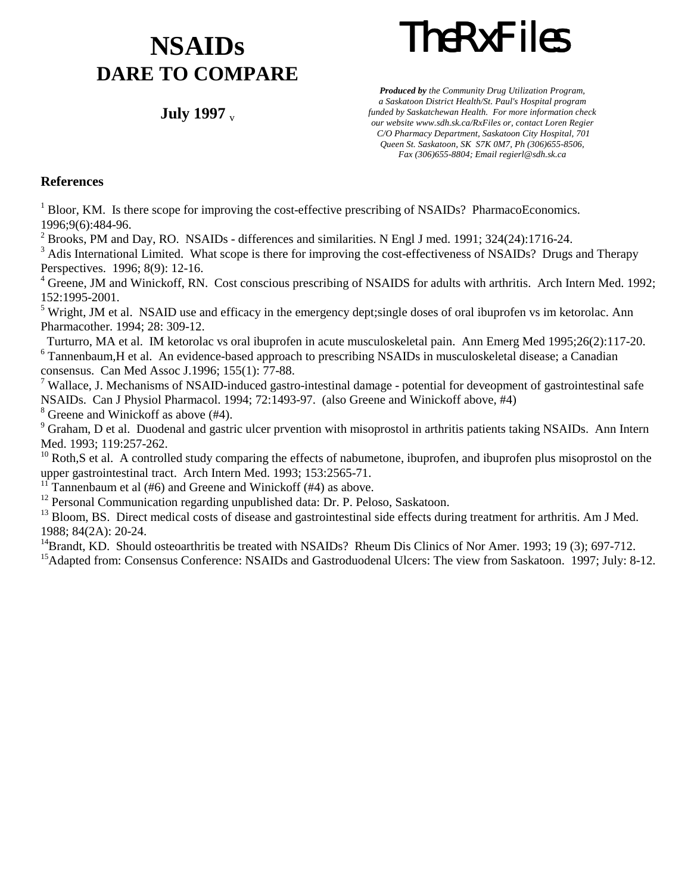# NSAIDs
## DARE TO COMPARE

**July 1997** v

# TheRxFiles

***Produced by** the Community Drug Utilization Program, a Saskatoon District Health/St. Paul's Hospital program funded by Saskatchewan Health. For more information check our website www.sdh.sk.ca/RxFiles or, contact Loren Regier C/O Pharmacy Department, Saskatoon City Hospital, 701 Queen St. Saskatoon, SK S7K 0M7, Ph (306)655-8506, Fax (306)655-8804; Email regierl@sdh.sk.ca*

### References

[1] Bloor, KM. Is there scope for improving the cost-effective prescribing of NSAIDs? PharmacoEconomics. 1996;9(6):484-96.
[2] Brooks, PM and Day, RO. NSAIDs - differences and similarities. N Engl J med. 1991; 324(24):1716-24.
[3] Adis International Limited. What scope is there for improving the cost-effectiveness of NSAIDs? Drugs and Therapy Perspectives. 1996; 8(9): 12-16.
[4] Greene, JM and Winickoff, RN. Cost conscious prescribing of NSAIDS for adults with arthritis. Arch Intern Med. 1992; 152:1995-2001.
[5] Wright, JM et al. NSAID use and efficacy in the emergency dept;single doses of oral ibuprofen vs im ketorolac. Ann Pharmacother. 1994; 28: 309-12.
Turturro, MA et al. IM ketorolac vs oral ibuprofen in acute musculoskeletal pain. Ann Emerg Med 1995;26(2):117-20.
[6] Tannenbaum,H et al. An evidence-based approach to prescribing NSAIDs in musculoskeletal disease; a Canadian consensus. Can Med Assoc J.1996; 155(1): 77-88.
[7] Wallace, J. Mechanisms of NSAID-induced gastro-intestinal damage - potential for deveopment of gastrointestinal safe NSAIDs. Can J Physiol Pharmacol. 1994; 72:1493-97. (also Greene and Winickoff above, #4)
[8] Greene and Winickoff as above (#4).
[9] Graham, D et al. Duodenal and gastric ulcer prvention with misoprostol in arthritis patients taking NSAIDs. Ann Intern Med. 1993; 119:257-262.
[10] Roth,S et al. A controlled study comparing the effects of nabumetone, ibuprofen, and ibuprofen plus misoprostol on the upper gastrointestinal tract. Arch Intern Med. 1993; 153:2565-71.
[11] Tannenbaum et al (#6) and Greene and Winickoff (#4) as above.
[12] Personal Communication regarding unpublished data: Dr. P. Peloso, Saskatoon.
[13] Bloom, BS. Direct medical costs of disease and gastrointestinal side effects during treatment for arthritis. Am J Med. 1988; 84(2A): 20-24.
[14] Brandt, KD. Should osteoarthritis be treated with NSAIDs? Rheum Dis Clinics of Nor Amer. 1993; 19 (3); 697-712.
[15] Adapted from: Consensus Conference: NSAIDs and Gastroduodenal Ulcers: The view from Saskatoon. 1997; July: 8-12.